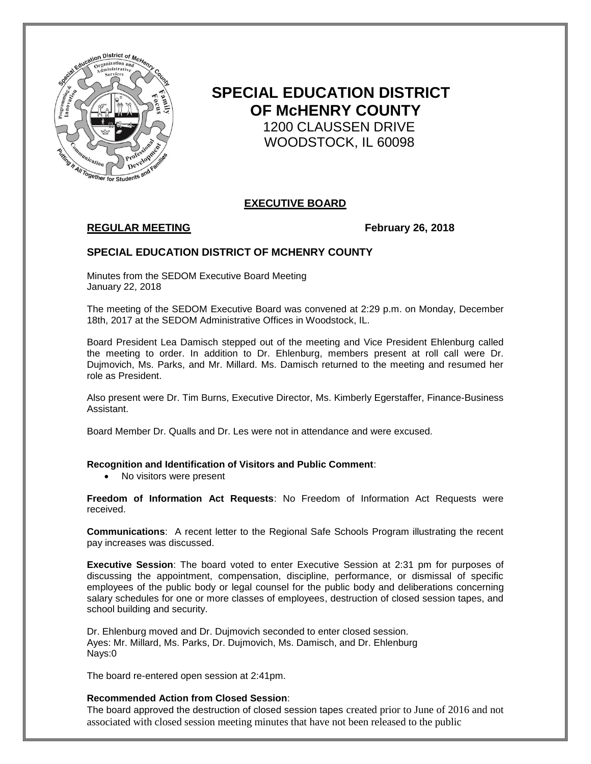# SPECIAL EDUCATION DISTRICT OF McHENRY COUNTY

1200 CLAUSSEN DRIVE
WOODSTOCK, IL 60098

## EXECUTIVE BOARD

**REGULAR MEETING** **February 26, 2018**

### SPECIAL EDUCATION DISTRICT OF MCHENRY COUNTY

Minutes from the SEDOM Executive Board Meeting
January 22, 2018

The meeting of the SEDOM Executive Board was convened at 2:29 p.m. on Monday, December 18th, 2017 at the SEDOM Administrative Offices in Woodstock, IL.

Board President Lea Damisch stepped out of the meeting and Vice President Ehlenburg called the meeting to order. In addition to Dr. Ehlenburg, members present at roll call were Dr. Dujmovich, Ms. Parks, and Mr. Millard. Ms. Damisch returned to the meeting and resumed her role as President.

Also present were Dr. Tim Burns, Executive Director, Ms. Kimberly Egerstaffer, Finance-Business Assistant.

Board Member Dr. Qualls and Dr. Les were not in attendance and were excused.

**Recognition and Identification of Visitors and Public Comment**:

- No visitors were present

**Freedom of Information Act Requests**: No Freedom of Information Act Requests were received.

**Communications**: A recent letter to the Regional Safe Schools Program illustrating the recent pay increases was discussed.

**Executive Session**: The board voted to enter Executive Session at 2:31 pm for purposes of discussing the appointment, compensation, discipline, performance, or dismissal of specific employees of the public body or legal counsel for the public body and deliberations concerning salary schedules for one or more classes of employees, destruction of closed session tapes, and school building and security.

Dr. Ehlenburg moved and Dr. Dujmovich seconded to enter closed session.
Ayes: Mr. Millard, Ms. Parks, Dr. Dujmovich, Ms. Damisch, and Dr. Ehlenburg
Nays:0

The board re-entered open session at 2:41pm.

**Recommended Action from Closed Session**:
The board approved the destruction of closed session tapes created prior to June of 2016 and not associated with closed session meeting minutes that have not been released to the public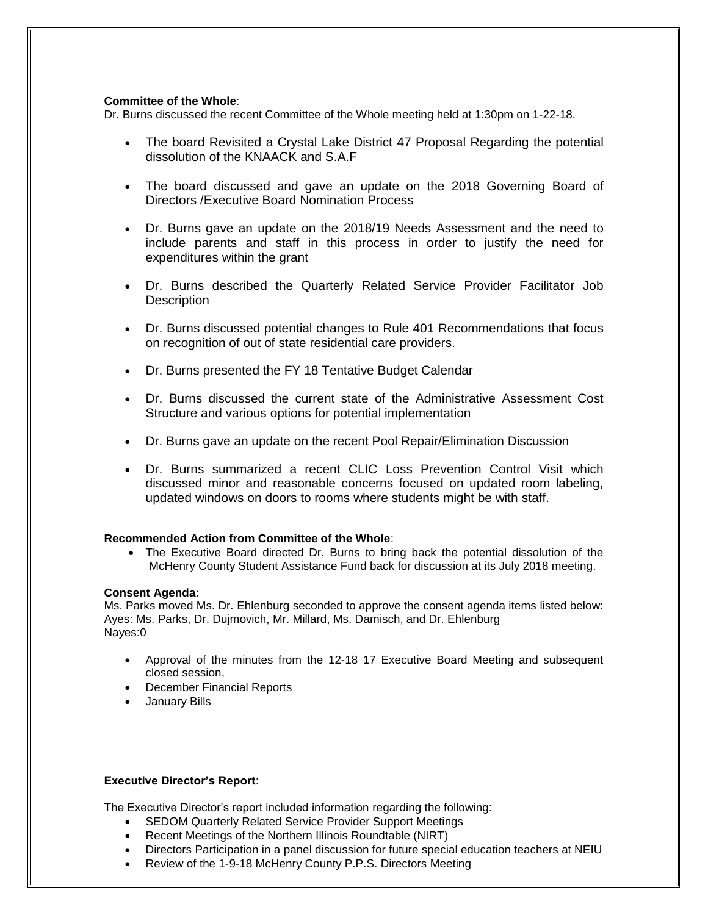**Committee of the Whole**:
Dr. Burns discussed the recent Committee of the Whole meeting held at 1:30pm on 1-22-18.

- The board Revisited a Crystal Lake District 47 Proposal Regarding the potential dissolution of the KNAACK and S.A.F
- The board discussed and gave an update on the 2018 Governing Board of Directors /Executive Board Nomination Process
- Dr. Burns gave an update on the 2018/19 Needs Assessment and the need to include parents and staff in this process in order to justify the need for expenditures within the grant
- Dr. Burns described the Quarterly Related Service Provider Facilitator Job Description
- Dr. Burns discussed potential changes to Rule 401 Recommendations that focus on recognition of out of state residential care providers.
- Dr. Burns presented the FY 18 Tentative Budget Calendar
- Dr. Burns discussed the current state of the Administrative Assessment Cost Structure and various options for potential implementation
- Dr. Burns gave an update on the recent Pool Repair/Elimination Discussion
- Dr. Burns summarized a recent CLIC Loss Prevention Control Visit which discussed minor and reasonable concerns focused on updated room labeling, updated windows on doors to rooms where students might be with staff.

**Recommended Action from Committee of the Whole**:

- The Executive Board directed Dr. Burns to bring back the potential dissolution of the McHenry County Student Assistance Fund back for discussion at its July 2018 meeting.

**Consent Agenda:**
Ms. Parks moved Ms. Dr. Ehlenburg seconded to approve the consent agenda items listed below:
Ayes: Ms. Parks, Dr. Dujmovich, Mr. Millard, Ms. Damisch, and Dr. Ehlenburg
Nayes:0

- Approval of the minutes from the 12-18 17 Executive Board Meeting and subsequent closed session,
- December Financial Reports
- January Bills

**Executive Director's Report**:

The Executive Director's report included information regarding the following:

- SEDOM Quarterly Related Service Provider Support Meetings
- Recent Meetings of the Northern Illinois Roundtable (NIRT)
- Directors Participation in a panel discussion for future special education teachers at NEIU
- Review of the 1-9-18 McHenry County P.P.S. Directors Meeting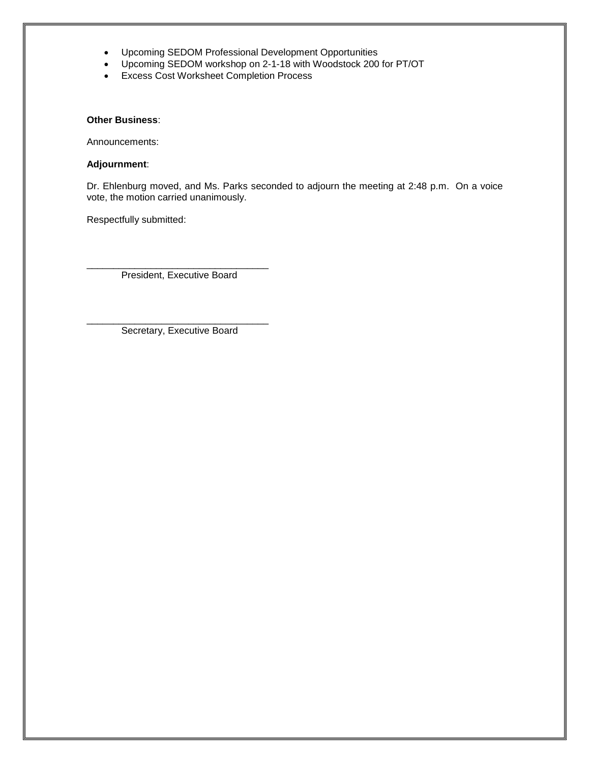- Upcoming SEDOM Professional Development Opportunities
- Upcoming SEDOM workshop on 2-1-18 with Woodstock 200 for PT/OT
- Excess Cost Worksheet Completion Process

**Other Business**:

Announcements:

**Adjournment**:

Dr. Ehlenburg moved, and Ms. Parks seconded to adjourn the meeting at 2:48 p.m. On a voice vote, the motion carried unanimously.

Respectfully submitted:

\_\_\_\_\_\_\_\_\_\_\_\_\_\_\_\_\_\_\_\_\_\_\_\_\_\_\_\_\_\_\_\_\_\_
President, Executive Board

\_\_\_\_\_\_\_\_\_\_\_\_\_\_\_\_\_\_\_\_\_\_\_\_\_\_\_\_\_\_\_\_\_\_
Secretary, Executive Board